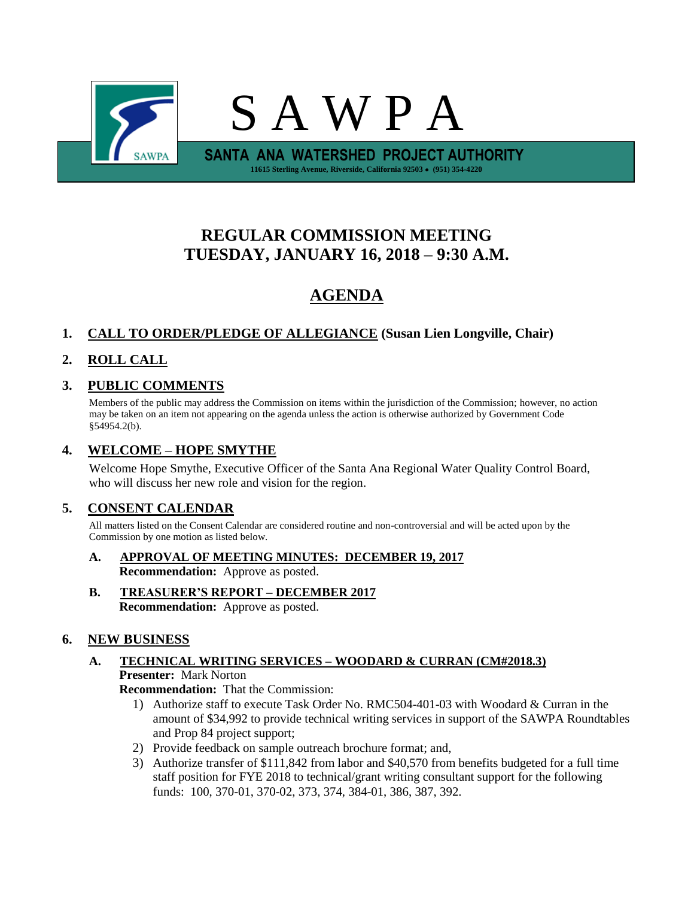# S A W P A

**SANTA ANA WATERSHED PROJECT AUTHORITY**

**11615 Sterling Avenue, Riverside, California 92503 • (951) 354-4220**

## REGULAR COMMISSION MEETING
## TUESDAY, JANUARY 16, 2018 – 9:30 A.M.

# AGENDA

**1. CALL TO ORDER/PLEDGE OF ALLEGIANCE (Susan Lien Longville, Chair)**

**2. ROLL CALL**

**3. PUBLIC COMMENTS**

Members of the public may address the Commission on items within the jurisdiction of the Commission; however, no action may be taken on an item not appearing on the agenda unless the action is otherwise authorized by Government Code §54954.2(b).

**4. WELCOME – HOPE SMYTHE**

Welcome Hope Smythe, Executive Officer of the Santa Ana Regional Water Quality Control Board, who will discuss her new role and vision for the region.

**5. CONSENT CALENDAR**

All matters listed on the Consent Calendar are considered routine and non-controversial and will be acted upon by the Commission by one motion as listed below.

**A. APPROVAL OF MEETING MINUTES: DECEMBER 19, 2017**
**Recommendation:** Approve as posted.

**B. TREASURER'S REPORT – DECEMBER 2017**
**Recommendation:** Approve as posted.

**6. NEW BUSINESS**

**A. TECHNICAL WRITING SERVICES – WOODARD & CURRAN (CM#2018.3)**
**Presenter:** Mark Norton
**Recommendation:** That the Commission:

1) Authorize staff to execute Task Order No. RMC504-401-03 with Woodard & Curran in the amount of $34,992 to provide technical writing services in support of the SAWPA Roundtables and Prop 84 project support;
2) Provide feedback on sample outreach brochure format; and,
3) Authorize transfer of $111,842 from labor and $40,570 from benefits budgeted for a full time staff position for FYE 2018 to technical/grant writing consultant support for the following funds: 100, 370-01, 370-02, 373, 374, 384-01, 386, 387, 392.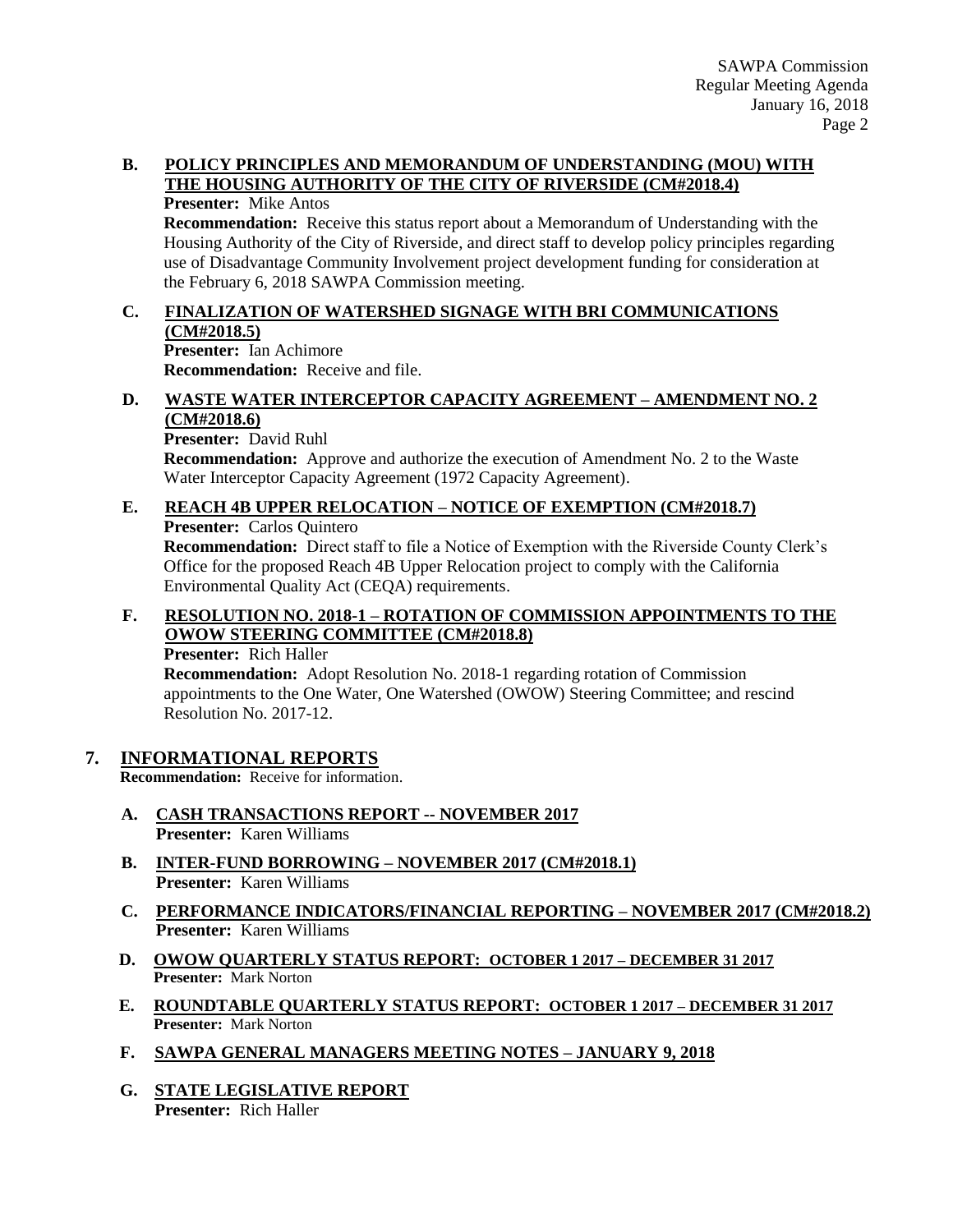**B. POLICY PRINCIPLES AND MEMORANDUM OF UNDERSTANDING (MOU) WITH THE HOUSING AUTHORITY OF THE CITY OF RIVERSIDE (CM#2018.4)**

**Presenter:** Mike Antos

**Recommendation:** Receive this status report about a Memorandum of Understanding with the Housing Authority of the City of Riverside, and direct staff to develop policy principles regarding use of Disadvantage Community Involvement project development funding for consideration at the February 6, 2018 SAWPA Commission meeting.

**C. FINALIZATION OF WATERSHED SIGNAGE WITH BRI COMMUNICATIONS (CM#2018.5)**

**Presenter:** Ian Achimore

**Recommendation:** Receive and file.

**D. WASTE WATER INTERCEPTOR CAPACITY AGREEMENT – AMENDMENT NO. 2 (CM#2018.6)**

**Presenter:** David Ruhl

**Recommendation:** Approve and authorize the execution of Amendment No. 2 to the Waste Water Interceptor Capacity Agreement (1972 Capacity Agreement).

**E. REACH 4B UPPER RELOCATION – NOTICE OF EXEMPTION (CM#2018.7)**

**Presenter:** Carlos Quintero

**Recommendation:** Direct staff to file a Notice of Exemption with the Riverside County Clerk's Office for the proposed Reach 4B Upper Relocation project to comply with the California Environmental Quality Act (CEQA) requirements.

**F. RESOLUTION NO. 2018-1 – ROTATION OF COMMISSION APPOINTMENTS TO THE OWOW STEERING COMMITTEE (CM#2018.8)**

**Presenter:** Rich Haller

**Recommendation:** Adopt Resolution No. 2018-1 regarding rotation of Commission appointments to the One Water, One Watershed (OWOW) Steering Committee; and rescind Resolution No. 2017-12.

## 7. INFORMATIONAL REPORTS

**Recommendation:** Receive for information.

**A. CASH TRANSACTIONS REPORT -- NOVEMBER 2017**

**Presenter:** Karen Williams

**B. INTER-FUND BORROWING – NOVEMBER 2017 (CM#2018.1)**

**Presenter:** Karen Williams

**C. PERFORMANCE INDICATORS/FINANCIAL REPORTING – NOVEMBER 2017 (CM#2018.2)**

**Presenter:** Karen Williams

**D. OWOW QUARTERLY STATUS REPORT: OCTOBER 1 2017 – DECEMBER 31 2017**

**Presenter:** Mark Norton

**E. ROUNDTABLE QUARTERLY STATUS REPORT: OCTOBER 1 2017 – DECEMBER 31 2017**

**Presenter:** Mark Norton

**F. SAWPA GENERAL MANAGERS MEETING NOTES – JANUARY 9, 2018**

**G. STATE LEGISLATIVE REPORT**

**Presenter:** Rich Haller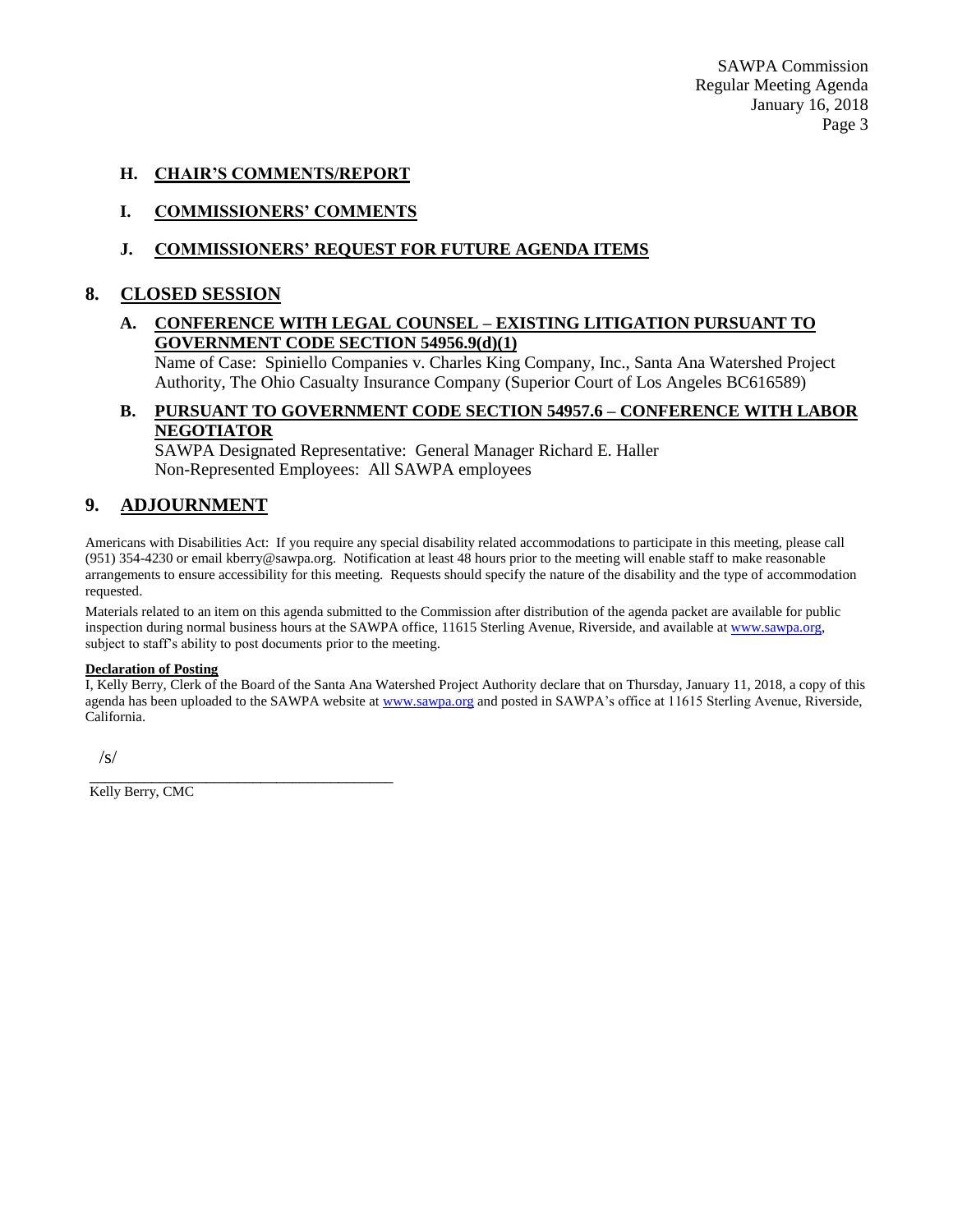### H. <u>CHAIR'S COMMENTS/REPORT</u>

### I. <u>COMMISSIONERS' COMMENTS</u>

### J. <u>COMMISSIONERS' REQUEST FOR FUTURE AGENDA ITEMS</u>

## 8. <u>CLOSED SESSION</u>

### A. <u>CONFERENCE WITH LEGAL COUNSEL – EXISTING LITIGATION PURSUANT TO GOVERNMENT CODE SECTION 54956.9(d)(1)</u>

Name of Case: Spiniello Companies v. Charles King Company, Inc., Santa Ana Watershed Project Authority, The Ohio Casualty Insurance Company (Superior Court of Los Angeles BC616589)

### B. <u>PURSUANT TO GOVERNMENT CODE SECTION 54957.6 – CONFERENCE WITH LABOR NEGOTIATOR</u>

SAWPA Designated Representative: General Manager Richard E. Haller
Non-Represented Employees: All SAWPA employees

## 9. <u>ADJOURNMENT</u>

Americans with Disabilities Act: If you require any special disability related accommodations to participate in this meeting, please call (951) 354-4230 or email kberry@sawpa.org. Notification at least 48 hours prior to the meeting will enable staff to make reasonable arrangements to ensure accessibility for this meeting. Requests should specify the nature of the disability and the type of accommodation requested.

Materials related to an item on this agenda submitted to the Commission after distribution of the agenda packet are available for public inspection during normal business hours at the SAWPA office, 11615 Sterling Avenue, Riverside, and available at www.sawpa.org, subject to staff's ability to post documents prior to the meeting.

**<u>Declaration of Posting</u>**

I, Kelly Berry, Clerk of the Board of the Santa Ana Watershed Project Authority declare that on Thursday, January 11, 2018, a copy of this agenda has been uploaded to the SAWPA website at www.sawpa.org and posted in SAWPA's office at 11615 Sterling Avenue, Riverside, California.

/s/

\_\_\_\_\_\_\_\_\_\_\_\_\_\_\_\_\_\_\_\_\_\_\_\_\_\_\_\_\_\_\_\_\_\_\_\_\_\_\_\_

Kelly Berry, CMC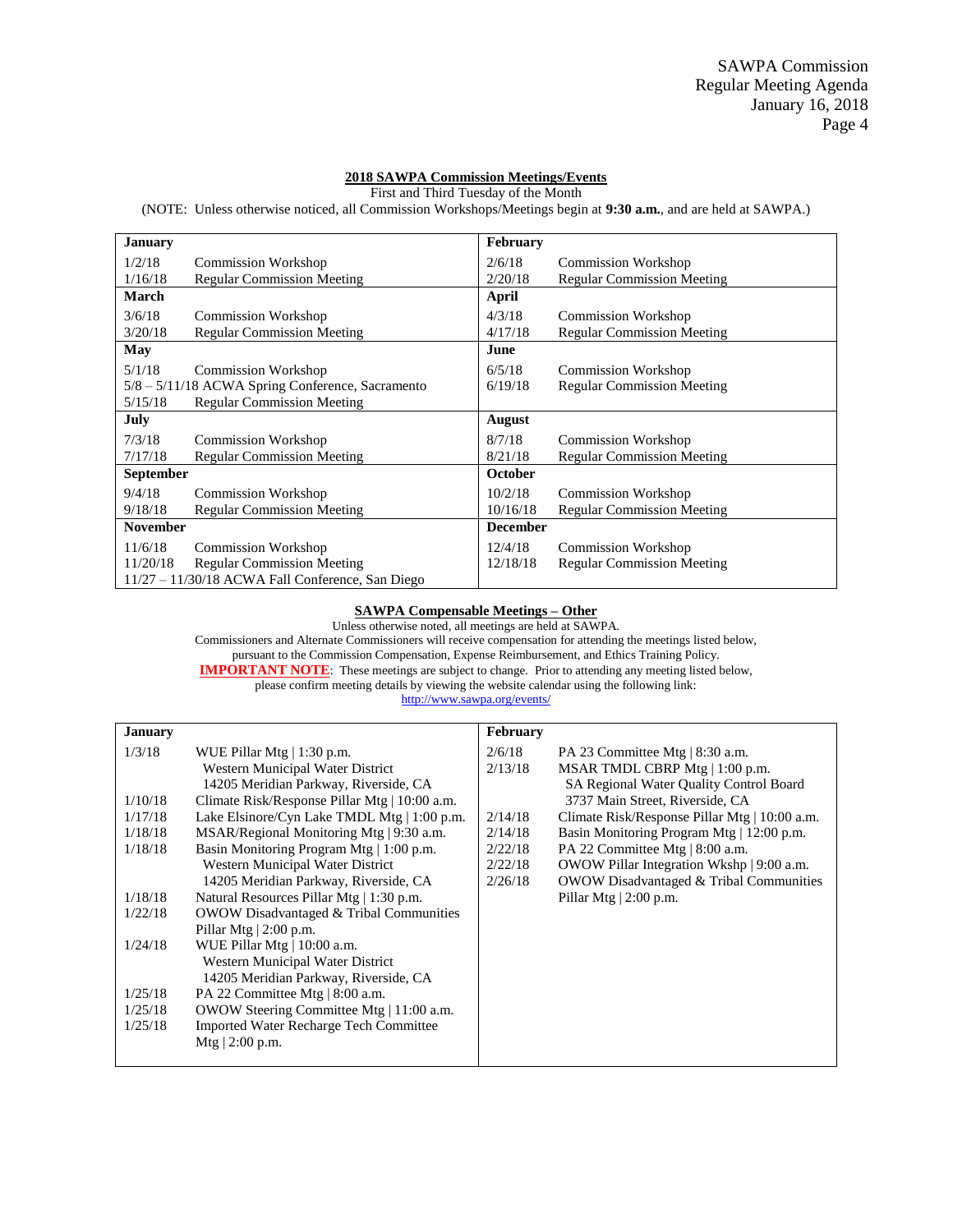**2018 SAWPA Commission Meetings/Events**

First and Third Tuesday of the Month

(NOTE: Unless otherwise noticed, all Commission Workshops/Meetings begin at **9:30 a.m.**, and are held at SAWPA.)

| | | | |
|---|---|---|---|
| **January** | | **February** | |
| 1/2/18 | Commission Workshop | 2/6/18 | Commission Workshop |
| 1/16/18 | Regular Commission Meeting | 2/20/18 | Regular Commission Meeting |
| **March** | | **April** | |
| 3/6/18 | Commission Workshop | 4/3/18 | Commission Workshop |
| 3/20/18 | Regular Commission Meeting | 4/17/18 | Regular Commission Meeting |
| **May** | | **June** | |
| 5/1/18 | Commission Workshop | 6/5/18 | Commission Workshop |
| 5/8 – 5/11/18 | ACWA Spring Conference, Sacramento | 6/19/18 | Regular Commission Meeting |
| 5/15/18 | Regular Commission Meeting | | |
| **July** | | **August** | |
| 7/3/18 | Commission Workshop | 8/7/18 | Commission Workshop |
| 7/17/18 | Regular Commission Meeting | 8/21/18 | Regular Commission Meeting |
| **September** | | **October** | |
| 9/4/18 | Commission Workshop | 10/2/18 | Commission Workshop |
| 9/18/18 | Regular Commission Meeting | 10/16/18 | Regular Commission Meeting |
| **November** | | **December** | |
| 11/6/18 | Commission Workshop | 12/4/18 | Commission Workshop |
| 11/20/18 | Regular Commission Meeting | 12/18/18 | Regular Commission Meeting |
| 11/27 – 11/30/18 | ACWA Fall Conference, San Diego | | |

**SAWPA Compensable Meetings – Other**

Unless otherwise noted, all meetings are held at SAWPA.
Commissioners and Alternate Commissioners will receive compensation for attending the meetings listed below, pursuant to the Commission Compensation, Expense Reimbursement, and Ethics Training Policy.
**IMPORTANT NOTE**: These meetings are subject to change. Prior to attending any meeting listed below, please confirm meeting details by viewing the website calendar using the following link:
http://www.sawpa.org/events/

| | | | |
|---|---|---|---|
| **January** | | **February** | |
| 1/3/18 | WUE Pillar Mtg \| 1:30 p.m.<br>Western Municipal Water District<br>14205 Meridian Parkway, Riverside, CA | 2/6/18 | PA 23 Committee Mtg \| 8:30 a.m. |
| 1/10/18 | Climate Risk/Response Pillar Mtg \| 10:00 a.m. | 2/13/18 | MSAR TMDL CBRP Mtg \| 1:00 p.m.<br>SA Regional Water Quality Control Board<br>3737 Main Street, Riverside, CA |
| 1/17/18 | Lake Elsinore/Cyn Lake TMDL Mtg \| 1:00 p.m. | 2/14/18 | Climate Risk/Response Pillar Mtg \| 10:00 a.m. |
| 1/18/18 | MSAR/Regional Monitoring Mtg \| 9:30 a.m. | 2/14/18 | Basin Monitoring Program Mtg \| 12:00 p.m. |
| 1/18/18 | Basin Monitoring Program Mtg \| 1:00 p.m.<br>Western Municipal Water District<br>14205 Meridian Parkway, Riverside, CA | 2/22/18 | PA 22 Committee Mtg \| 8:00 a.m. |
| 1/18/18 | Natural Resources Pillar Mtg \| 1:30 p.m. | 2/22/18 | OWOW Pillar Integration Wkshp \| 9:00 a.m. |
| 1/22/18 | OWOW Disadvantaged & Tribal Communities Pillar Mtg \| 2:00 p.m. | 2/26/18 | OWOW Disadvantaged & Tribal Communities Pillar Mtg \| 2:00 p.m. |
| 1/24/18 | WUE Pillar Mtg \| 10:00 a.m.<br>Western Municipal Water District<br>14205 Meridian Parkway, Riverside, CA | | |
| 1/25/18 | PA 22 Committee Mtg \| 8:00 a.m. | | |
| 1/25/18 | OWOW Steering Committee Mtg \| 11:00 a.m. | | |
| 1/25/18 | Imported Water Recharge Tech Committee Mtg \| 2:00 p.m. | | |